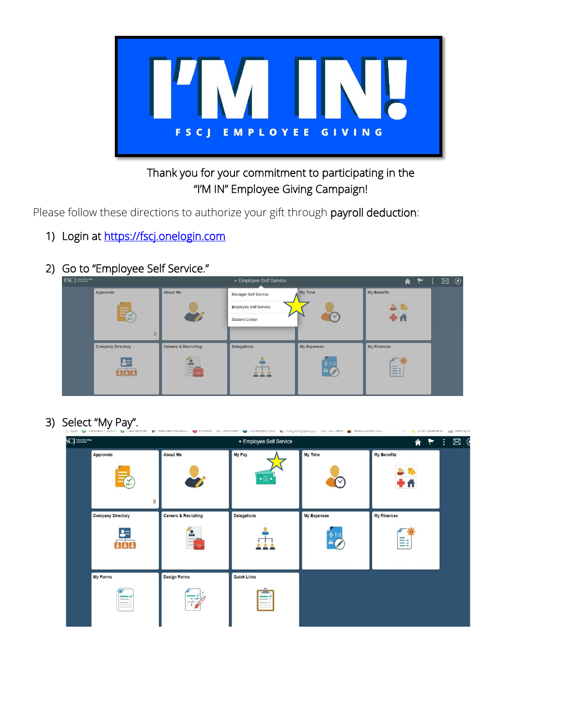# I'M IN!

**FSCJ EMPLOYEE GIVING**

Thank you for your commitment to participating in the "I'M IN" Employee Giving Campaign!

Please follow these directions to authorize your gift through payroll deduction:

1) Login at [https://fscj.onelogin.com](https://fscj.onelogin.com)

2) Go to "Employee Self Service."

3) Select "My Pay".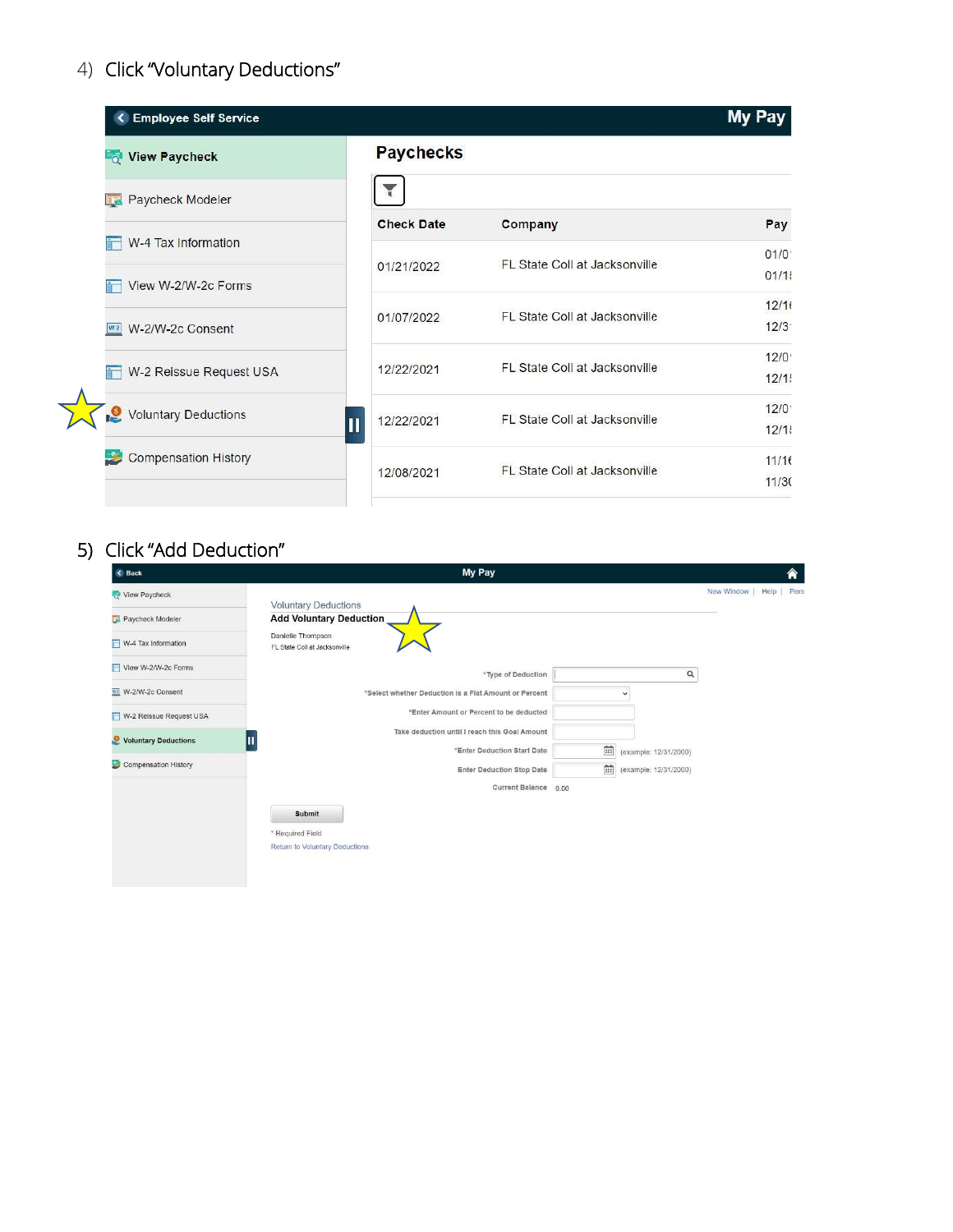4) Click "Voluntary Deductions"

**Employee Self Service** — **My Pay**

- View Paycheck
- Paycheck Modeler
- W-4 Tax Information
- View W-2/W-2c Forms
- W-2/W-2c Consent
- W-2 Reissue Request USA
- Voluntary Deductions
- Compensation History

**Paychecks**

| Check Date | Company | Pay |
|---|---|---|
| 01/21/2022 | FL State Coll at Jacksonville | 01/0 01/1 |
| 01/07/2022 | FL State Coll at Jacksonville | 12/1 12/3 |
| 12/22/2021 | FL State Coll at Jacksonville | 12/0 12/1 |
| 12/22/2021 | FL State Coll at Jacksonville | 12/0 12/1 |
| 12/08/2021 | FL State Coll at Jacksonville | 11/1 11/3 |

5) Click "Add Deduction"

Back — **My Pay**

- View Paycheck
- Paycheck Modeler
- W-4 Tax Information
- View W-2/W-2c Forms
- W-2/W-2c Consent
- W-2 Reissue Request USA
- Voluntary Deductions
- Compensation History

New Window | Help | Pers

Voluntary Deductions

**Add Voluntary Deduction**

Danielle Thompson

FL State Coll at Jacksonville

*Type of Deduction

*Select whether Deduction is a Flat Amount or Percent

*Enter Amount or Percent to be deducted

Take deduction until I reach this Goal Amount

*Enter Deduction Start Date (example: 12/31/2000)

Enter Deduction Stop Date (example: 12/31/2000)

Current Balance 0.00

Submit

* Required Field

Return to Voluntary Deductions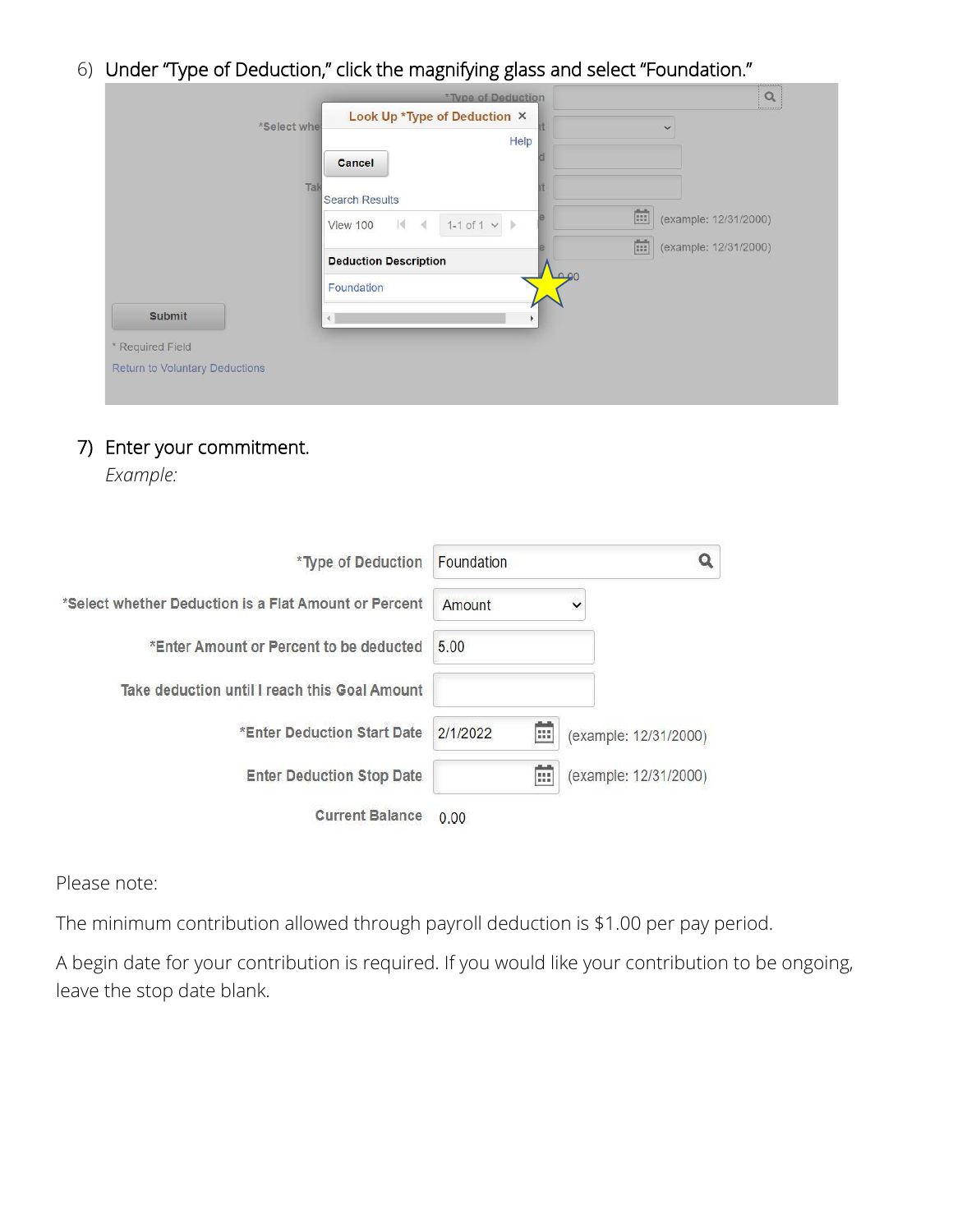6) Under "Type of Deduction," click the magnifying glass and select "Foundation."

7) Enter your commitment.

*Example:*

| | |
|---|---|
| *Type of Deduction | Foundation |
| *Select whether Deduction is a Flat Amount or Percent | Amount |
| *Enter Amount or Percent to be deducted | 5.00 |
| Take deduction until I reach this Goal Amount | |
| *Enter Deduction Start Date | 2/1/2022 (example: 12/31/2000) |
| Enter Deduction Stop Date | (example: 12/31/2000) |
| Current Balance | 0.00 |

Please note:

The minimum contribution allowed through payroll deduction is $1.00 per pay period.

A begin date for your contribution is required. If you would like your contribution to be ongoing, leave the stop date blank.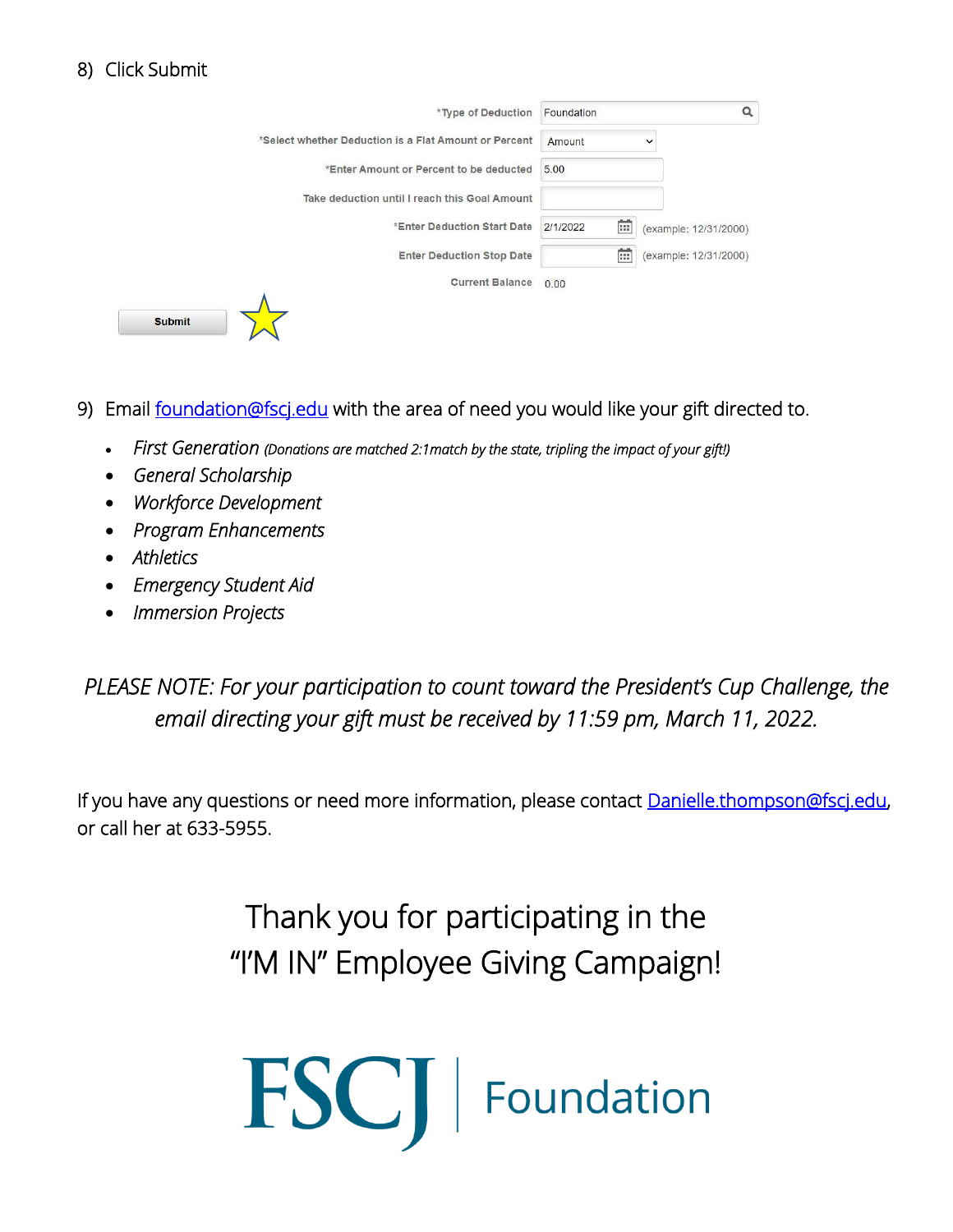8) Click Submit

| | |
|---|---|
| *Type of Deduction | Foundation |
| *Select whether Deduction is a Flat Amount or Percent | Amount |
| *Enter Amount or Percent to be deducted | 5.00 |
| Take deduction until I reach this Goal Amount | |
| *Enter Deduction Start Date | 2/1/2022 (example: 12/31/2000) |
| Enter Deduction Stop Date | (example: 12/31/2000) |
| Current Balance | 0.00 |

Submit

9) Email foundation@fscj.edu with the area of need you would like your gift directed to.

- *First Generation (Donations are matched 2:1match by the state, tripling the impact of your gift!)*
- *General Scholarship*
- *Workforce Development*
- *Program Enhancements*
- *Athletics*
- *Emergency Student Aid*
- *Immersion Projects*

*PLEASE NOTE: For your participation to count toward the President's Cup Challenge, the email directing your gift must be received by 11:59 pm, March 11, 2022.*

If you have any questions or need more information, please contact Danielle.thompson@fscj.edu, or call her at 633-5955.

Thank you for participating in the "I'M IN" Employee Giving Campaign!

FSCJ | Foundation